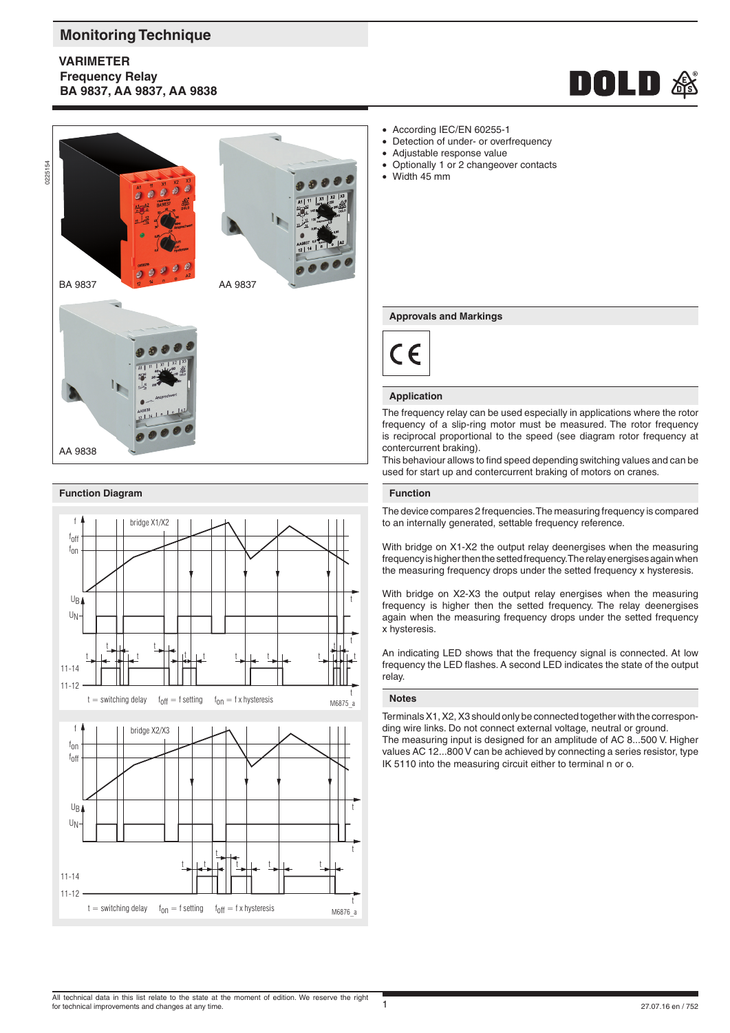# Monitoring Technique

## VARIMETER
## Frequency Relay
## BA 9837, AA 9837, AA 9838

BA 9837

AA 9837

AA 9838

- According IEC/EN 60255-1
- Detection of under- or overfrequency
- Adjustable response value
- Optionally 1 or 2 changeover contacts
- Width 45 mm

### Approvals and Markings

### Application

The frequency relay can be used especially in applications where the rotor frequency of a slip-ring motor must be measured. The rotor frequency is reciprocal proportional to the speed (see diagram rotor frequency at contercurrent braking).

This behaviour allows to find speed depending switching values and can be used for start up and contercurrent braking of motors on cranes.

### Function Diagram

bridge X1/X2

t = switching delay $f_{off}$ = f setting $f_{on}$ = f x hysteresis

M6875_a

bridge X2/X3

t = switching delay $f_{on}$ = f setting $f_{off}$ = f x hysteresis

M6876_a

### Function

The device compares 2 frequencies. The measuring frequency is compared to an internally generated, settable frequency reference.

With bridge on X1-X2 the output relay deenergises when the measuring frequency is higher then the setted frequency. The relay energises again when the measuring frequency drops under the setted frequency x hysteresis.

With bridge on X2-X3 the output relay energises when the measuring frequency is higher then the setted frequency. The relay deenergises again when the measuring frequency drops under the setted frequency x hysteresis.

An indicating LED shows that the frequency signal is connected. At low frequency the LED flashes. A second LED indicates the state of the output relay.

### Notes

Terminals X1, X2, X3 should only be connected together with the corresponding wire links. Do not connect external voltage, neutral or ground.

The measuring input is designed for an amplitude of AC 8...500 V. Higher values AC 12...800 V can be achieved by connecting a series resistor, type IK 5110 into the measuring circuit either to terminal n or o.

All technical data in this list relate to the state at the moment of edition. We reserve the right for technical improvements and changes at any time.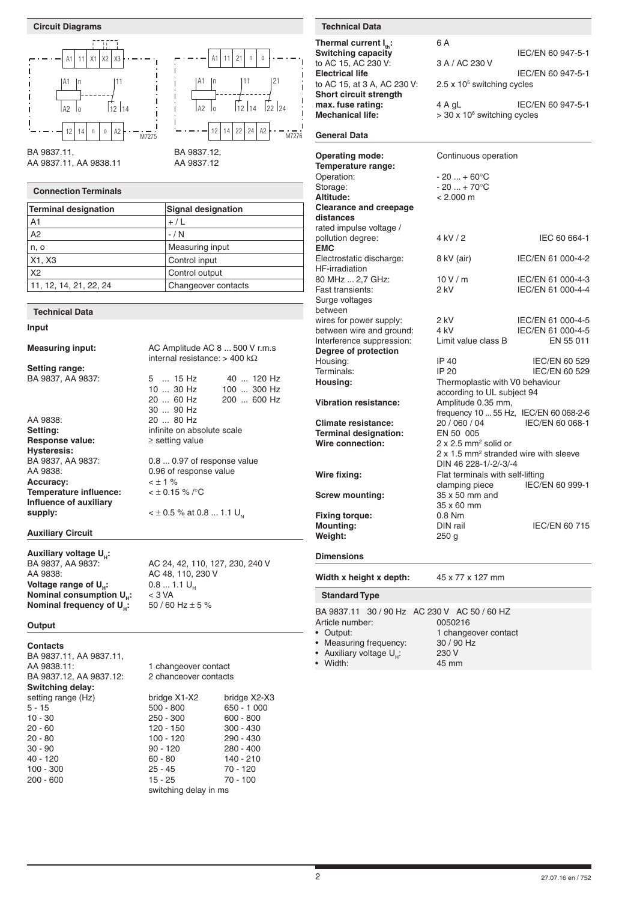## Circuit Diagrams

M7275

BA 9837.11,
AA 9837.11, AA 9838.11

M7276

BA 9837.12,
AA 9837.12

## Connection Terminals

| Terminal designation | Signal designation |
|---|---|
| A1 | + / L |
| A2 | - / N |
| n, o | Measuring input |
| X1, X3 | Control input |
| X2 | Control output |
| 11, 12, 14, 21, 22, 24 | Changeover contacts |

## Technical Data

### Input

**Measuring input:** AC Amplitude AC 8 ... 500 V r.m.s
internal resistance: > 400 kΩ

**Setting range:**

BA 9837, AA 9837:

| | |
|---|---|
| 5 ... 15 Hz | 40 ... 120 Hz |
| 10 ... 30 Hz | 100 ... 300 Hz |
| 20 ... 60 Hz | 200 ... 600 Hz |
| 30 ... 90 Hz | |

AA 9838: 20 ... 80 Hz

**Setting:** infinite on absolute scale

**Response value:** ≥ setting value

**Hysteresis:**

BA 9837, AA 9837: 0.8 ... 0.97 of response value

AA 9838: 0.96 of response value

**Accuracy:** < ± 1 %

**Temperature influence:** < ± 0.15 % /°C

**Influence of auxiliary supply:** < ± 0.5 % at 0.8 ... 1.1 $U_N$

### Auxiliary Circuit

**Auxiliary voltage $U_H$:**

BA 9837, AA 9837: AC 24, 42, 110, 127, 230, 240 V

AA 9838: AC 48, 110, 230 V

**Voltage range of $U_H$:** 0.8 ... 1.1 $U_H$

**Nominal consumption $U_H$:** < 3 VA

**Nominal frequency of $U_H$:** 50 / 60 Hz ± 5 %

### Output

**Contacts**

BA 9837.11, AA 9837.11, AA 9838.11: 1 changeover contact

BA 9837.12, AA 9837.12: 2 chanceover contacts

**Switching delay:**

| setting range (Hz) | bridge X1-X2 | bridge X2-X3 |
|---|---|---|
| 5 - 15 | 500 - 800 | 650 - 1 000 |
| 10 - 30 | 250 - 300 | 600 - 800 |
| 20 - 60 | 120 - 150 | 300 - 430 |
| 20 - 80 | 100 - 120 | 290 - 430 |
| 30 - 90 | 90 - 120 | 280 - 400 |
| 40 - 120 | 60 - 80 | 140 - 210 |
| 100 - 300 | 25 - 45 | 70 - 120 |
| 200 - 600 | 15 - 25 | 70 - 100 |

switching delay in ms

## Technical Data

**Thermal current $I_{th}$:** 6 A

**Switching capacity** IEC/EN 60 947-5-1

to AC 15, AC 230 V: 3 A / AC 230 V

**Electrical life** IEC/EN 60 947-5-1

to AC 15, at 3 A, AC 230 V: 2.5 x $10^5$ switching cycles

**Short circuit strength**

**max. fuse rating:** 4 A gL IEC/EN 60 947-5-1

**Mechanical life:** > 30 x $10^6$ switching cycles

## General Data

**Operating mode:** Continuous operation

**Temperature range:**

Operation: - 20 ... + 60°C

Storage: - 20 ... + 70°C

**Altitude:** < 2.000 m

**Clearance and creepage distances**

rated impulse voltage / pollution degree: 4 kV / 2 IEC 60 664-1

**EMC**

Electrostatic discharge: 8 kV (air) IEC/EN 61 000-4-2

HF-irradiation

80 MHz ... 2,7 GHz: 10 V / m IEC/EN 61 000-4-3

Fast transients: 2 kV IEC/EN 61 000-4-4

Surge voltages between

wires for power supply: 2 kV IEC/EN 61 000-4-5

between wire and ground: 4 kV IEC/EN 61 000-4-5

Interference suppression: Limit value class B EN 55 011

**Degree of protection**

Housing: IP 40 IEC/EN 60 529

Terminals: IP 20 IEC/EN 60 529

**Housing:** Thermoplastic with V0 behaviour according to UL subject 94

**Vibration resistance:** Amplitude 0.35 mm, frequency 10 ... 55 Hz, IEC/EN 60 068-2-6

**Climate resistance:** 20 / 060 / 04 IEC/EN 60 068-1

**Terminal designation:** EN 50 005

**Wire connection:** 2 x 2.5 mm² solid or
2 x 1.5 mm² stranded wire with sleeve
DIN 46 228-1/-2/-3/-4

**Wire fixing:** Flat terminals with self-lifting clamping piece IEC/EN 60 999-1

**Screw mounting:** 35 x 50 mm and 35 x 60 mm

**Fixing torque:** 0.8 Nm

**Mounting:** DIN rail IEC/EN 60 715

**Weight:** 250 g

## Dimensions

**Width x height x depth:** 45 x 77 x 127 mm

## Standard Type

BA 9837.11 30 / 90 Hz AC 230 V AC 50 / 60 HZ

Article number: 0050216

- Output: 1 changeover contact
- Measuring frequency: 30 / 90 Hz
- Auxiliary voltage $U_H$: 230 V
- Width: 45 mm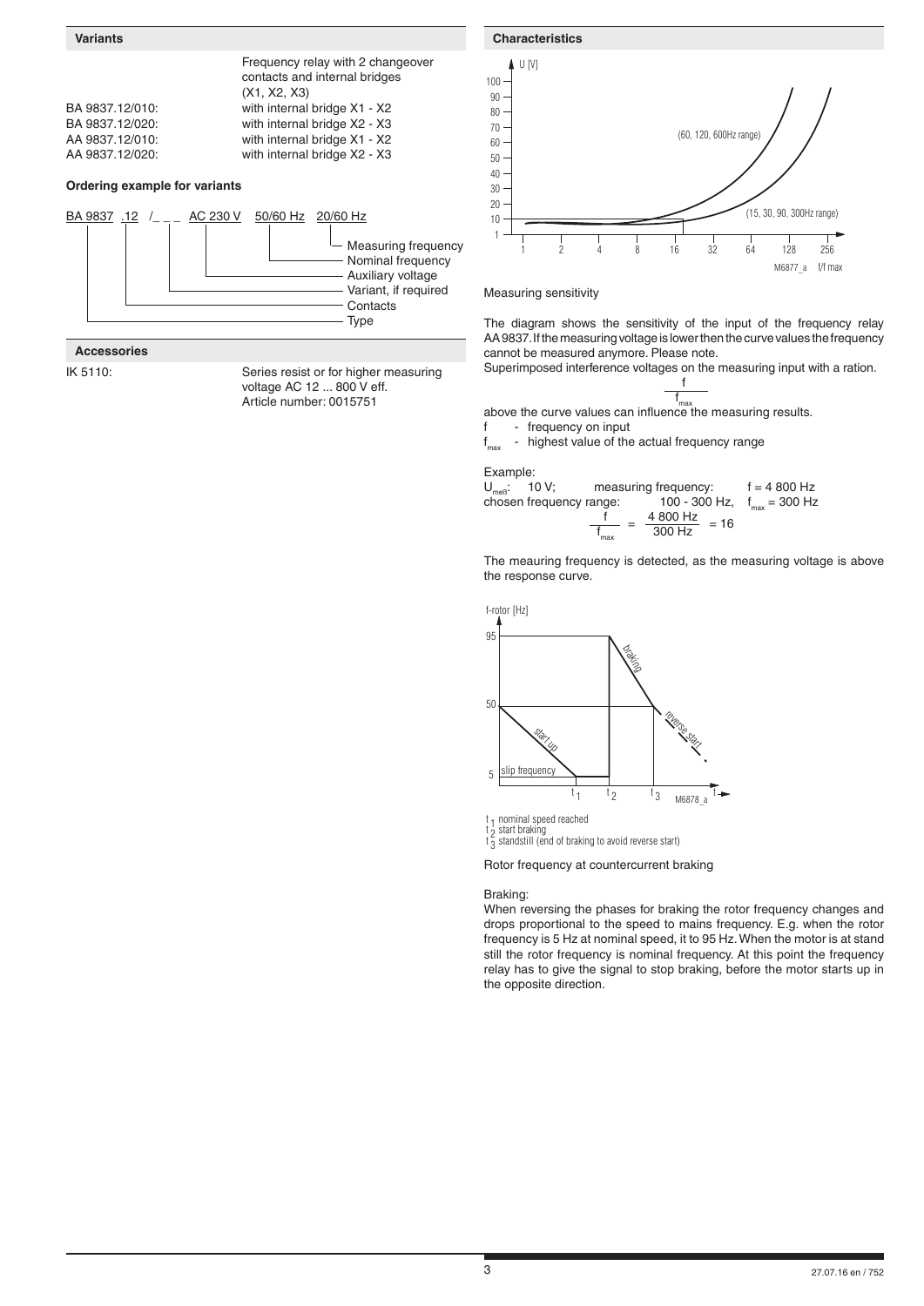## Variants

| | Frequency relay with 2 changeover contacts and internal bridges (X1, X2, X3) |
|---|---|
| BA 9837.12/010: | with internal bridge X1 - X2 |
| BA 9837.12/020: | with internal bridge X2 - X3 |
| AA 9837.12/010: | with internal bridge X1 - X2 |
| AA 9837.12/020: | with internal bridge X2 - X3 |

### Ordering example for variants

BA 9837 .12 /_ _ _ AC 230 V 50/60 Hz 20/60 Hz

- Measuring frequency
- Nominal frequency
- Auxiliary voltage
- Variant, if required
- Contacts
- Type

## Accessories

IK 5110: Series resist or for higher measuring voltage AC 12 ... 800 V eff. Article number: 0015751

## Characteristics

Measuring sensitivity

The diagram shows the sensitivity of the input of the frequency relay AA 9837. If the measuring voltage is lower then the curve values the frequency cannot be measured anymore. Please note.

Superimposed interference voltages on the measuring input with a ration. $\frac{f}{f_{max}}$ above the curve values can influence the measuring results.

f - frequency on input

$f_{max}$ - highest value of the actual frequency range

Example:

$U_{meß}$: 10 V; measuring frequency: f = 4 800 Hz

chosen frequency range: 100 - 300 Hz, $f_{max}$ = 300 Hz

$$\frac{f}{f_{max}} = \frac{4\,800\text{ Hz}}{300\text{ Hz}} = 16$$

The meauring frequency is detected, as the measuring voltage is above the response curve.

$t_1$ nominal speed reached
$t_2$ start braking
$t_3$ standstill (end of braking to avoid reverse start)

Rotor frequency at countercurrent braking

Braking:

When reversing the phases for braking the rotor frequency changes and drops proportional to the speed to mains frequency. E.g. when the rotor frequency is 5 Hz at nominal speed, it to 95 Hz. When the motor is at stand still the rotor frequency is nominal frequency. At this point the frequency relay has to give the signal to stop braking, before the motor starts up in the opposite direction.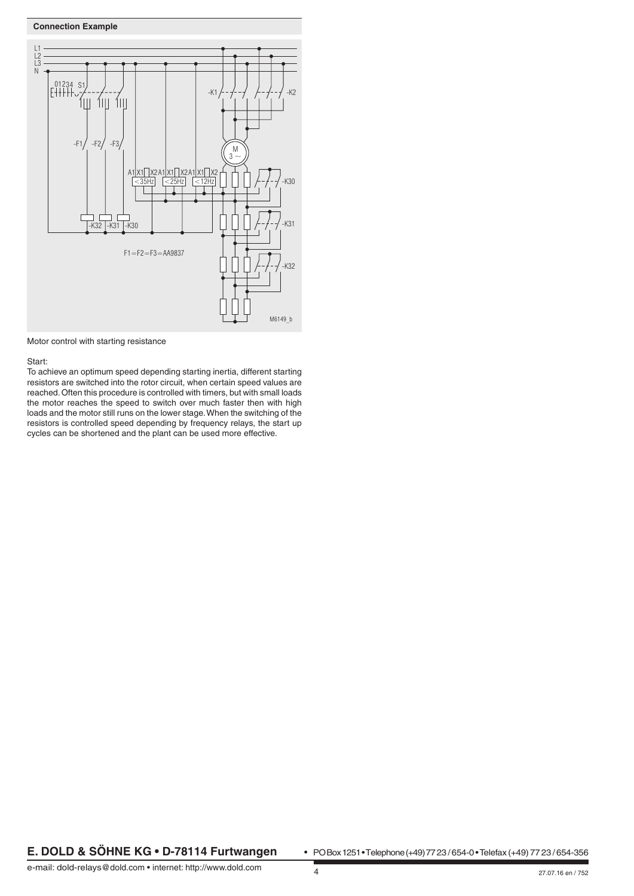## Connection Example

L1
L2
L3
N
01234 S1
-K1
-K2
-F1
-F2
-F3
M
3 ~
A1 X1 X2 A1 X1 X2 A1 X1 X2
<35Hz
<25Hz
<12Hz
-K30
-K32
-K31
-K30
-K31
F1=F2=F3=AA9837
-K32
M6149_b

Motor control with starting resistance

Start:
To achieve an optimum speed depending starting inertia, different starting resistors are switched into the rotor circuit, when certain speed values are reached. Often this procedure is controlled with timers, but with small loads the motor reaches the speed to switch over much faster then with high loads and the motor still runs on the lower stage. When the switching of the resistors is controlled speed depending by frequency relays, the start up cycles can be shortened and the plant can be used more effective.

**E. DOLD & SÖHNE KG • D-78114 Furtwangen** • PO Box 1251 • Telephone (+49) 77 23 / 654-0 • Telefax (+49) 77 23 / 654-356

e-mail: dold-relays@dold.com • internet: http://www.dold.com

27.07.16 en / 752